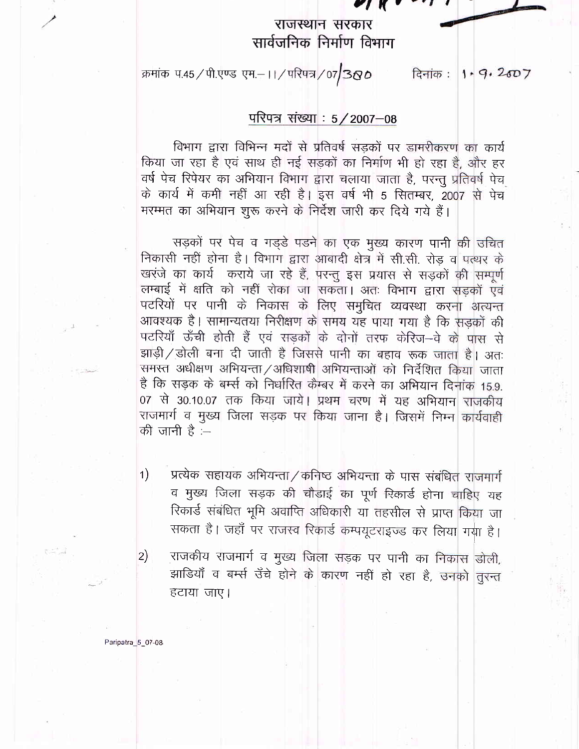# राजस्थान सरकार
## सार्वजनिक निर्माण विभाग

क्रमांक प.45/पी.एण्ड एम.-II/परिपत्र/07/380 दिनांक : 1.9.2007

### परिपत्र संख्या : 5/2007-08

विभाग द्वारा विभिन्न मदों से प्रतिवर्ष सड़कों पर डामरीकरण का कार्य किया जा रहा है एवं साथ ही नई सड़कों का निर्माण भी हो रहा है, और हर वर्ष पेच रिपेयर का अभियान विभाग द्वारा चलाया जाता है, परन्तु प्रतिवर्ष पेच के कार्य में कमी नहीं आ रही है। इस वर्ष भी 5 सितम्बर, 2007 से पेच मरम्मत का अभियान शुरू करने के निर्देश जारी कर दिये गये हैं।

सड़कों पर पेच व गड्डे पडने का एक मुख्य कारण पानी की उचित निकासी नहीं होना है। विभाग द्वारा आबादी क्षेत्र में सी.सी. रोड़ व पत्थर के खरंजे का कार्य कराये जा रहे हैं, परन्तु इस प्रयास से सड़कों की सम्पूर्ण लम्बाई में क्षति को नहीं रोका जा सकता। अतः विभाग द्वारा सड़कों एवं पटरियों पर पानी के निकास के लिए समुचित व्यवस्था करना अत्यन्त आवश्यक है। सामान्यतया निरीक्षण के समय यह पाया गया है कि सड़कों की पटरियाँ ऊँची होती हैं एवं सड़कों के दोनों तरफ केरिज-वे के पास से झाड़ी/डोली बना दी जाती है जिससे पानी का बहाव रूक जाता है। अतः समस्त अधीक्षण अभियन्ता/अधिशाषी अभियन्ताओं को निर्देशित किया जाता है कि सड़क के बर्म्स को निर्धारित कैम्बर में करने का अभियान दिनांक 15.9.07 से 30.10.07 तक किया जाये। प्रथम चरण में यह अभियान राजकीय राजमार्ग व मुख्य जिला सड़क पर किया जाना है। जिसमें निम्न कार्यवाही की जानी है :-

1) प्रत्येक सहायक अभियन्ता/कनिष्ठ अभियन्ता के पास संबंधित राजमार्ग व मुख्य जिला सड़क की चौडाई का पूर्ण रिकार्ड होना चाहिए यह रिकार्ड संबंधित भूमि अवाप्ति अधिकारी या तहसील से प्राप्त किया जा सकता है। जहाँ पर राजस्व रिकार्ड कम्पयूटराइज्ड कर लिया गया है।

2) राजकीय राजमार्ग व मुख्य जिला सड़क पर पानी का निकास डोली, झाडियाँ व बर्म्स उँचे होने के कारण नहीं हो रहा है, उनको तुरन्त हटाया जाए।

Paripatra_5_07-08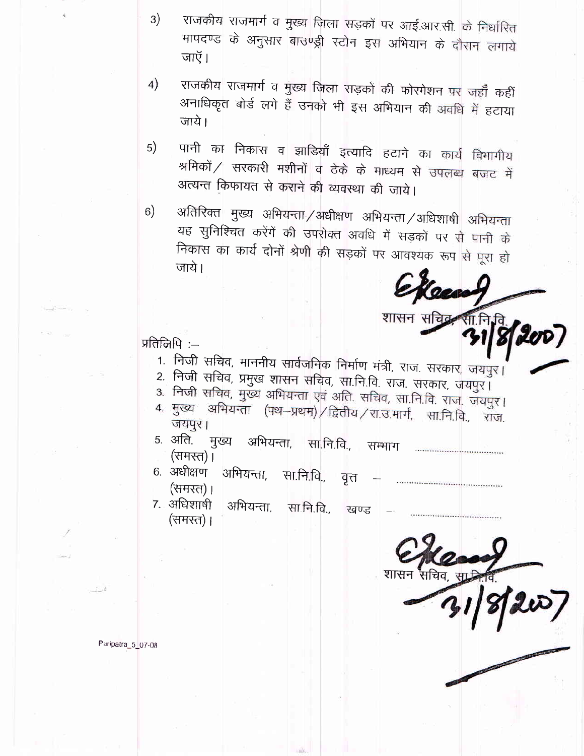3) राजकीय राजमार्ग व मुख्य जिला सड़कों पर आई.आर.सी. के निर्धारित मापदण्ड के अनुसार बाउण्ड्री स्टोन इस अभियान के दौरान लगाये जाएँ।

4) राजकीय राजमार्ग व मुख्य जिला सड़कों की फोरमेशन पर जहाँ कहीं अनाधिकृत बोर्ड लगे हैं उनको भी इस अभियान की अवधि में हटाया जाये।

5) पानी का निकास व झाडियाँ इत्यादि हटाने का कार्य विभागीय श्रमिकों / सरकारी मशीनों व ठेके के माध्यम से उपलब्ध बजट में अत्यन्त किफायत से कराने की व्यवस्था की जाये।

6) अतिरिक्त मुख्य अभियन्ता / अधीक्षण अभियन्ता / अधिशाषी अभियन्ता यह सुनिश्चित करेंगें की उपरोक्त अवधि में सड़कों पर से पानी के निकास का कार्य दोनों श्रेणी की सड़कों पर आवश्यक रूप से पूरा हो जाये।

शासन सचिव, सा.नि.वि.
31/8/2007

प्रतिलिपि :–

1. निजी सचिव, माननीय सार्वजनिक निर्माण मंत्री, राज. सरकार, जयपुर।
2. निजी सचिव, प्रमुख शासन सचिव, सा.नि.वि. राज. सरकार, जयपुर।
3. निजी सचिव, मुख्य अभियन्ता एवं अति. सचिव, सा.नि.वि. राज. जयपुर।
4. मुख्य अभियन्ता (पथ–प्रथम) / द्वितीय / रा.उ.मार्ग, सा.नि.वि., राज. जयपुर।
5. अति. मुख्य अभियन्ता, सा.नि.वि., सम्भाग .................................. (समस्त)।
6. अधीक्षण अभियन्ता, सा.नि.वि., वृत्त – .................................. (समस्त)।
7. अधिशाषी अभियन्ता, सा.नि.वि., खण्ड – .................................. (समस्त)।

शासन सचिव, सा.नि.वि.
31/8/2007

Paripatra_5_07-08